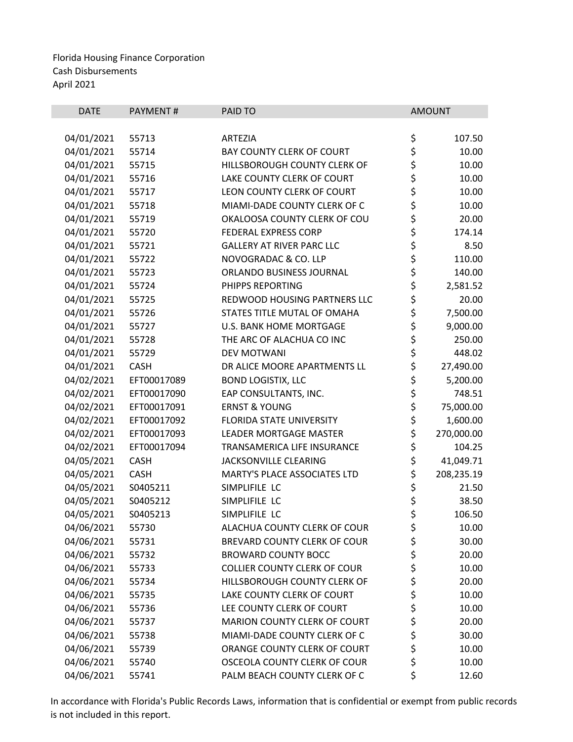Florida Housing Finance Corporation
Cash Disbursements
April 2021

| DATE | PAYMENT # | PAID TO | AMOUNT |
|---|---|---|---|
| 04/01/2021 | 55713 | ARTEZIA | $ 107.50 |
| 04/01/2021 | 55714 | BAY COUNTY CLERK OF COURT | $ 10.00 |
| 04/01/2021 | 55715 | HILLSBOROUGH COUNTY CLERK OF | $ 10.00 |
| 04/01/2021 | 55716 | LAKE COUNTY CLERK OF COURT | $ 10.00 |
| 04/01/2021 | 55717 | LEON COUNTY CLERK OF COURT | $ 10.00 |
| 04/01/2021 | 55718 | MIAMI-DADE COUNTY CLERK OF C | $ 10.00 |
| 04/01/2021 | 55719 | OKALOOSA COUNTY CLERK OF COU | $ 20.00 |
| 04/01/2021 | 55720 | FEDERAL EXPRESS CORP | $ 174.14 |
| 04/01/2021 | 55721 | GALLERY AT RIVER PARC LLC | $ 8.50 |
| 04/01/2021 | 55722 | NOVOGRADAC & CO. LLP | $ 110.00 |
| 04/01/2021 | 55723 | ORLANDO BUSINESS JOURNAL | $ 140.00 |
| 04/01/2021 | 55724 | PHIPPS REPORTING | $ 2,581.52 |
| 04/01/2021 | 55725 | REDWOOD HOUSING PARTNERS LLC | $ 20.00 |
| 04/01/2021 | 55726 | STATES TITLE MUTAL OF OMAHA | $ 7,500.00 |
| 04/01/2021 | 55727 | U.S. BANK HOME MORTGAGE | $ 9,000.00 |
| 04/01/2021 | 55728 | THE ARC OF ALACHUA CO INC | $ 250.00 |
| 04/01/2021 | 55729 | DEV MOTWANI | $ 448.02 |
| 04/01/2021 | CASH | DR ALICE MOORE APARTMENTS LL | $ 27,490.00 |
| 04/02/2021 | EFT00017089 | BOND LOGISTIX, LLC | $ 5,200.00 |
| 04/02/2021 | EFT00017090 | EAP CONSULTANTS, INC. | $ 748.51 |
| 04/02/2021 | EFT00017091 | ERNST & YOUNG | $ 75,000.00 |
| 04/02/2021 | EFT00017092 | FLORIDA STATE UNIVERSITY | $ 1,600.00 |
| 04/02/2021 | EFT00017093 | LEADER MORTGAGE MASTER | $ 270,000.00 |
| 04/02/2021 | EFT00017094 | TRANSAMERICA LIFE INSURANCE | $ 104.25 |
| 04/05/2021 | CASH | JACKSONVILLE CLEARING | $ 41,049.71 |
| 04/05/2021 | CASH | MARTY'S PLACE ASSOCIATES LTD | $ 208,235.19 |
| 04/05/2021 | S0405211 | SIMPLIFILE LC | $ 21.50 |
| 04/05/2021 | S0405212 | SIMPLIFILE LC | $ 38.50 |
| 04/05/2021 | S0405213 | SIMPLIFILE LC | $ 106.50 |
| 04/06/2021 | 55730 | ALACHUA COUNTY CLERK OF COUR | $ 10.00 |
| 04/06/2021 | 55731 | BREVARD COUNTY CLERK OF COUR | $ 30.00 |
| 04/06/2021 | 55732 | BROWARD COUNTY BOCC | $ 20.00 |
| 04/06/2021 | 55733 | COLLIER COUNTY CLERK OF COUR | $ 10.00 |
| 04/06/2021 | 55734 | HILLSBOROUGH COUNTY CLERK OF | $ 20.00 |
| 04/06/2021 | 55735 | LAKE COUNTY CLERK OF COURT | $ 10.00 |
| 04/06/2021 | 55736 | LEE COUNTY CLERK OF COURT | $ 10.00 |
| 04/06/2021 | 55737 | MARION COUNTY CLERK OF COURT | $ 20.00 |
| 04/06/2021 | 55738 | MIAMI-DADE COUNTY CLERK OF C | $ 30.00 |
| 04/06/2021 | 55739 | ORANGE COUNTY CLERK OF COURT | $ 10.00 |
| 04/06/2021 | 55740 | OSCEOLA COUNTY CLERK OF COUR | $ 10.00 |
| 04/06/2021 | 55741 | PALM BEACH COUNTY CLERK OF C | $ 12.60 |

In accordance with Florida's Public Records Laws, information that is confidential or exempt from public records is not included in this report.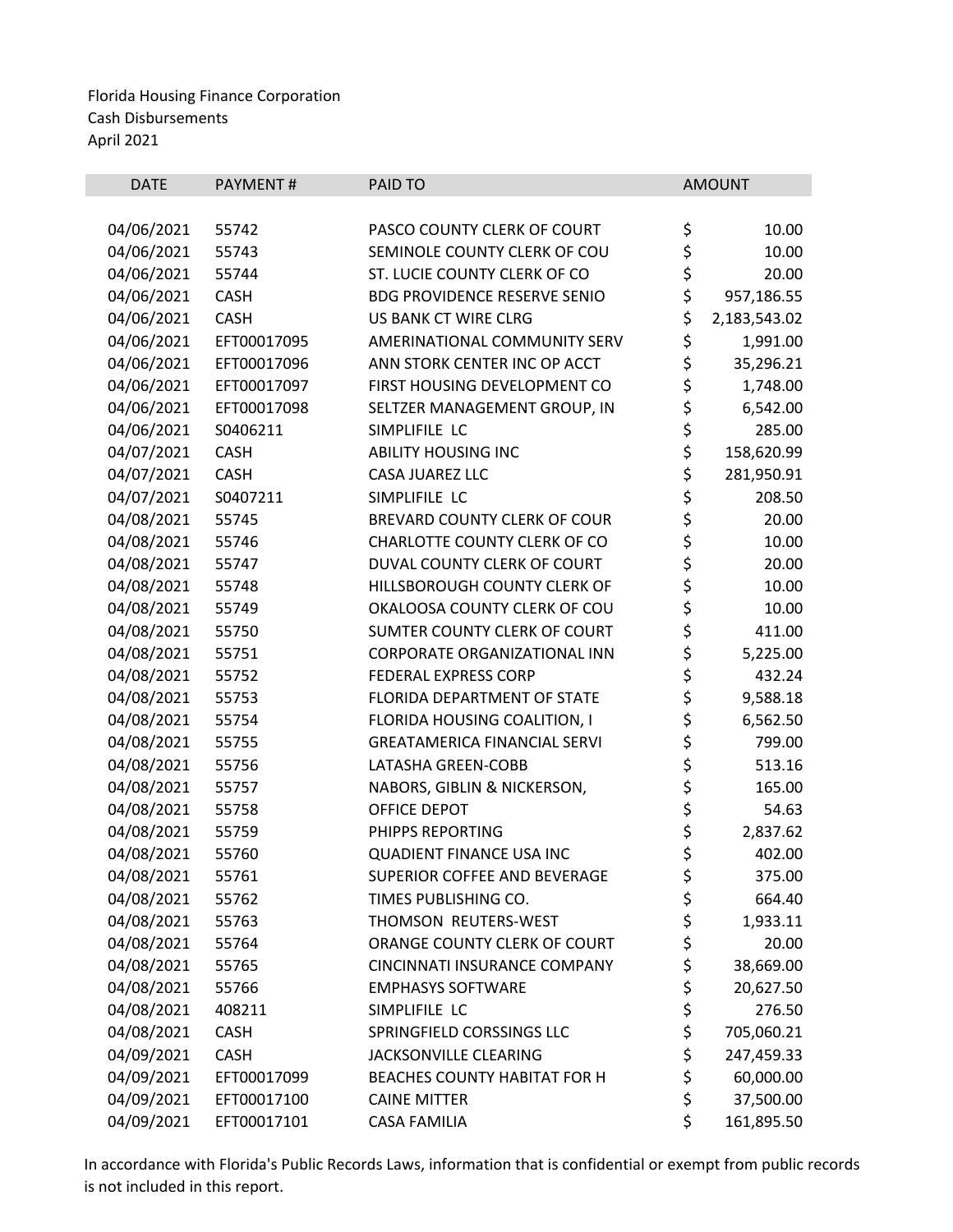Florida Housing Finance Corporation
Cash Disbursements
April 2021

| DATE | PAYMENT # | PAID TO | AMOUNT |
|---|---|---|---|
| 04/06/2021 | 55742 | PASCO COUNTY CLERK OF COURT | $ 10.00 |
| 04/06/2021 | 55743 | SEMINOLE COUNTY CLERK OF COU | $ 10.00 |
| 04/06/2021 | 55744 | ST. LUCIE COUNTY CLERK OF CO | $ 20.00 |
| 04/06/2021 | CASH | BDG PROVIDENCE RESERVE SENIO | $ 957,186.55 |
| 04/06/2021 | CASH | US BANK CT WIRE CLRG | $ 2,183,543.02 |
| 04/06/2021 | EFT00017095 | AMERINATIONAL COMMUNITY SERV | $ 1,991.00 |
| 04/06/2021 | EFT00017096 | ANN STORK CENTER INC OP ACCT | $ 35,296.21 |
| 04/06/2021 | EFT00017097 | FIRST HOUSING DEVELOPMENT CO | $ 1,748.00 |
| 04/06/2021 | EFT00017098 | SELTZER MANAGEMENT GROUP, IN | $ 6,542.00 |
| 04/06/2021 | S0406211 | SIMPLIFILE LC | $ 285.00 |
| 04/07/2021 | CASH | ABILITY HOUSING INC | $ 158,620.99 |
| 04/07/2021 | CASH | CASA JUAREZ LLC | $ 281,950.91 |
| 04/07/2021 | S0407211 | SIMPLIFILE LC | $ 208.50 |
| 04/08/2021 | 55745 | BREVARD COUNTY CLERK OF COUR | $ 20.00 |
| 04/08/2021 | 55746 | CHARLOTTE COUNTY CLERK OF CO | $ 10.00 |
| 04/08/2021 | 55747 | DUVAL COUNTY CLERK OF COURT | $ 20.00 |
| 04/08/2021 | 55748 | HILLSBOROUGH COUNTY CLERK OF | $ 10.00 |
| 04/08/2021 | 55749 | OKALOOSA COUNTY CLERK OF COU | $ 10.00 |
| 04/08/2021 | 55750 | SUMTER COUNTY CLERK OF COURT | $ 411.00 |
| 04/08/2021 | 55751 | CORPORATE ORGANIZATIONAL INN | $ 5,225.00 |
| 04/08/2021 | 55752 | FEDERAL EXPRESS CORP | $ 432.24 |
| 04/08/2021 | 55753 | FLORIDA DEPARTMENT OF STATE | $ 9,588.18 |
| 04/08/2021 | 55754 | FLORIDA HOUSING COALITION, I | $ 6,562.50 |
| 04/08/2021 | 55755 | GREATAMERICA FINANCIAL SERVI | $ 799.00 |
| 04/08/2021 | 55756 | LATASHA GREEN-COBB | $ 513.16 |
| 04/08/2021 | 55757 | NABORS, GIBLIN & NICKERSON, | $ 165.00 |
| 04/08/2021 | 55758 | OFFICE DEPOT | $ 54.63 |
| 04/08/2021 | 55759 | PHIPPS REPORTING | $ 2,837.62 |
| 04/08/2021 | 55760 | QUADIENT FINANCE USA INC | $ 402.00 |
| 04/08/2021 | 55761 | SUPERIOR COFFEE AND BEVERAGE | $ 375.00 |
| 04/08/2021 | 55762 | TIMES PUBLISHING CO. | $ 664.40 |
| 04/08/2021 | 55763 | THOMSON REUTERS-WEST | $ 1,933.11 |
| 04/08/2021 | 55764 | ORANGE COUNTY CLERK OF COURT | $ 20.00 |
| 04/08/2021 | 55765 | CINCINNATI INSURANCE COMPANY | $ 38,669.00 |
| 04/08/2021 | 55766 | EMPHASYS SOFTWARE | $ 20,627.50 |
| 04/08/2021 | 408211 | SIMPLIFILE LC | $ 276.50 |
| 04/08/2021 | CASH | SPRINGFIELD CORSSINGS LLC | $ 705,060.21 |
| 04/09/2021 | CASH | JACKSONVILLE CLEARING | $ 247,459.33 |
| 04/09/2021 | EFT00017099 | BEACHES COUNTY HABITAT FOR H | $ 60,000.00 |
| 04/09/2021 | EFT00017100 | CAINE MITTER | $ 37,500.00 |
| 04/09/2021 | EFT00017101 | CASA FAMILIA | $ 161,895.50 |

In accordance with Florida's Public Records Laws, information that is confidential or exempt from public records is not included in this report.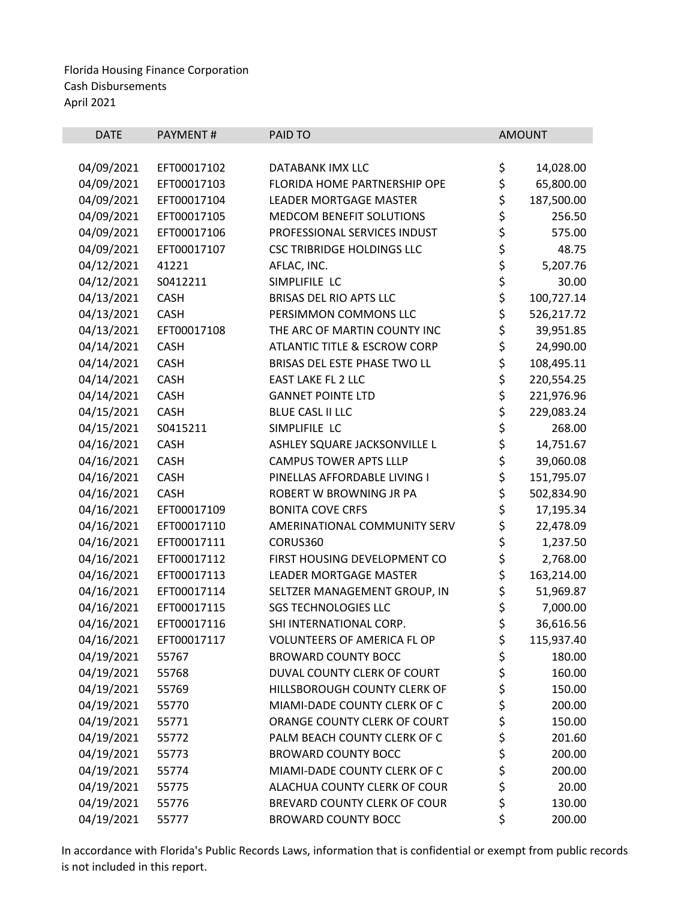Florida Housing Finance Corporation
Cash Disbursements
April 2021

| DATE | PAYMENT # | PAID TO | AMOUNT |
|---|---|---|---|
| 04/09/2021 | EFT00017102 | DATABANK IMX LLC | $ 14,028.00 |
| 04/09/2021 | EFT00017103 | FLORIDA HOME PARTNERSHIP OPE | $ 65,800.00 |
| 04/09/2021 | EFT00017104 | LEADER MORTGAGE MASTER | $ 187,500.00 |
| 04/09/2021 | EFT00017105 | MEDCOM BENEFIT SOLUTIONS | $ 256.50 |
| 04/09/2021 | EFT00017106 | PROFESSIONAL SERVICES INDUST | $ 575.00 |
| 04/09/2021 | EFT00017107 | CSC TRIBRIDGE HOLDINGS LLC | $ 48.75 |
| 04/12/2021 | 41221 | AFLAC, INC. | $ 5,207.76 |
| 04/12/2021 | S0412211 | SIMPLIFILE LC | $ 30.00 |
| 04/13/2021 | CASH | BRISAS DEL RIO APTS LLC | $ 100,727.14 |
| 04/13/2021 | CASH | PERSIMMON COMMONS LLC | $ 526,217.72 |
| 04/13/2021 | EFT00017108 | THE ARC OF MARTIN COUNTY INC | $ 39,951.85 |
| 04/14/2021 | CASH | ATLANTIC TITLE & ESCROW CORP | $ 24,990.00 |
| 04/14/2021 | CASH | BRISAS DEL ESTE PHASE TWO LL | $ 108,495.11 |
| 04/14/2021 | CASH | EAST LAKE FL 2 LLC | $ 220,554.25 |
| 04/14/2021 | CASH | GANNET POINTE LTD | $ 221,976.96 |
| 04/15/2021 | CASH | BLUE CASL II LLC | $ 229,083.24 |
| 04/15/2021 | S0415211 | SIMPLIFILE LC | $ 268.00 |
| 04/16/2021 | CASH | ASHLEY SQUARE JACKSONVILLE L | $ 14,751.67 |
| 04/16/2021 | CASH | CAMPUS TOWER APTS LLLP | $ 39,060.08 |
| 04/16/2021 | CASH | PINELLAS AFFORDABLE LIVING I | $ 151,795.07 |
| 04/16/2021 | CASH | ROBERT W BROWNING JR PA | $ 502,834.90 |
| 04/16/2021 | EFT00017109 | BONITA COVE CRFS | $ 17,195.34 |
| 04/16/2021 | EFT00017110 | AMERINATIONAL COMMUNITY SERV | $ 22,478.09 |
| 04/16/2021 | EFT00017111 | CORUS360 | $ 1,237.50 |
| 04/16/2021 | EFT00017112 | FIRST HOUSING DEVELOPMENT CO | $ 2,768.00 |
| 04/16/2021 | EFT00017113 | LEADER MORTGAGE MASTER | $ 163,214.00 |
| 04/16/2021 | EFT00017114 | SELTZER MANAGEMENT GROUP, IN | $ 51,969.87 |
| 04/16/2021 | EFT00017115 | SGS TECHNOLOGIES LLC | $ 7,000.00 |
| 04/16/2021 | EFT00017116 | SHI INTERNATIONAL CORP. | $ 36,616.56 |
| 04/16/2021 | EFT00017117 | VOLUNTEERS OF AMERICA FL OP | $ 115,937.40 |
| 04/19/2021 | 55767 | BROWARD COUNTY BOCC | $ 180.00 |
| 04/19/2021 | 55768 | DUVAL COUNTY CLERK OF COURT | $ 160.00 |
| 04/19/2021 | 55769 | HILLSBOROUGH COUNTY CLERK OF | $ 150.00 |
| 04/19/2021 | 55770 | MIAMI-DADE COUNTY CLERK OF C | $ 200.00 |
| 04/19/2021 | 55771 | ORANGE COUNTY CLERK OF COURT | $ 150.00 |
| 04/19/2021 | 55772 | PALM BEACH COUNTY CLERK OF C | $ 201.60 |
| 04/19/2021 | 55773 | BROWARD COUNTY BOCC | $ 200.00 |
| 04/19/2021 | 55774 | MIAMI-DADE COUNTY CLERK OF C | $ 200.00 |
| 04/19/2021 | 55775 | ALACHUA COUNTY CLERK OF COUR | $ 20.00 |
| 04/19/2021 | 55776 | BREVARD COUNTY CLERK OF COUR | $ 130.00 |
| 04/19/2021 | 55777 | BROWARD COUNTY BOCC | $ 200.00 |

In accordance with Florida's Public Records Laws, information that is confidential or exempt from public records is not included in this report.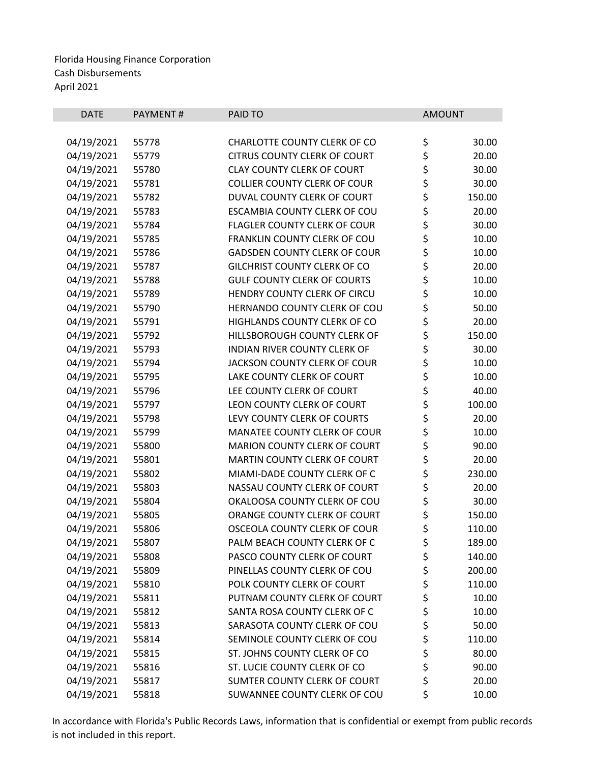Florida Housing Finance Corporation
Cash Disbursements
April 2021

| DATE | PAYMENT # | PAID TO | AMOUNT |
|---|---|---|---|
| 04/19/2021 | 55778 | CHARLOTTE COUNTY CLERK OF CO | $ 30.00 |
| 04/19/2021 | 55779 | CITRUS COUNTY CLERK OF COURT | $ 20.00 |
| 04/19/2021 | 55780 | CLAY COUNTY CLERK OF COURT | $ 30.00 |
| 04/19/2021 | 55781 | COLLIER COUNTY CLERK OF COUR | $ 30.00 |
| 04/19/2021 | 55782 | DUVAL COUNTY CLERK OF COURT | $ 150.00 |
| 04/19/2021 | 55783 | ESCAMBIA COUNTY CLERK OF COU | $ 20.00 |
| 04/19/2021 | 55784 | FLAGLER COUNTY CLERK OF COUR | $ 30.00 |
| 04/19/2021 | 55785 | FRANKLIN COUNTY CLERK OF COU | $ 10.00 |
| 04/19/2021 | 55786 | GADSDEN COUNTY CLERK OF COUR | $ 10.00 |
| 04/19/2021 | 55787 | GILCHRIST COUNTY CLERK OF CO | $ 20.00 |
| 04/19/2021 | 55788 | GULF COUNTY CLERK OF COURTS | $ 10.00 |
| 04/19/2021 | 55789 | HENDRY COUNTY CLERK OF CIRCU | $ 10.00 |
| 04/19/2021 | 55790 | HERNANDO COUNTY CLERK OF COU | $ 50.00 |
| 04/19/2021 | 55791 | HIGHLANDS COUNTY CLERK OF CO | $ 20.00 |
| 04/19/2021 | 55792 | HILLSBOROUGH COUNTY CLERK OF | $ 150.00 |
| 04/19/2021 | 55793 | INDIAN RIVER COUNTY CLERK OF | $ 30.00 |
| 04/19/2021 | 55794 | JACKSON COUNTY CLERK OF COUR | $ 10.00 |
| 04/19/2021 | 55795 | LAKE COUNTY CLERK OF COURT | $ 10.00 |
| 04/19/2021 | 55796 | LEE COUNTY CLERK OF COURT | $ 40.00 |
| 04/19/2021 | 55797 | LEON COUNTY CLERK OF COURT | $ 100.00 |
| 04/19/2021 | 55798 | LEVY COUNTY CLERK OF COURTS | $ 20.00 |
| 04/19/2021 | 55799 | MANATEE COUNTY CLERK OF COUR | $ 10.00 |
| 04/19/2021 | 55800 | MARION COUNTY CLERK OF COURT | $ 90.00 |
| 04/19/2021 | 55801 | MARTIN COUNTY CLERK OF COURT | $ 20.00 |
| 04/19/2021 | 55802 | MIAMI-DADE COUNTY CLERK OF C | $ 230.00 |
| 04/19/2021 | 55803 | NASSAU COUNTY CLERK OF COURT | $ 20.00 |
| 04/19/2021 | 55804 | OKALOOSA COUNTY CLERK OF COU | $ 30.00 |
| 04/19/2021 | 55805 | ORANGE COUNTY CLERK OF COURT | $ 150.00 |
| 04/19/2021 | 55806 | OSCEOLA COUNTY CLERK OF COUR | $ 110.00 |
| 04/19/2021 | 55807 | PALM BEACH COUNTY CLERK OF C | $ 189.00 |
| 04/19/2021 | 55808 | PASCO COUNTY CLERK OF COURT | $ 140.00 |
| 04/19/2021 | 55809 | PINELLAS COUNTY CLERK OF COU | $ 200.00 |
| 04/19/2021 | 55810 | POLK COUNTY CLERK OF COURT | $ 110.00 |
| 04/19/2021 | 55811 | PUTNAM COUNTY CLERK OF COURT | $ 10.00 |
| 04/19/2021 | 55812 | SANTA ROSA COUNTY CLERK OF C | $ 10.00 |
| 04/19/2021 | 55813 | SARASOTA COUNTY CLERK OF COU | $ 50.00 |
| 04/19/2021 | 55814 | SEMINOLE COUNTY CLERK OF COU | $ 110.00 |
| 04/19/2021 | 55815 | ST. JOHNS COUNTY CLERK OF CO | $ 80.00 |
| 04/19/2021 | 55816 | ST. LUCIE COUNTY CLERK OF CO | $ 90.00 |
| 04/19/2021 | 55817 | SUMTER COUNTY CLERK OF COURT | $ 20.00 |
| 04/19/2021 | 55818 | SUWANNEE COUNTY CLERK OF COU | $ 10.00 |

In accordance with Florida's Public Records Laws, information that is confidential or exempt from public records is not included in this report.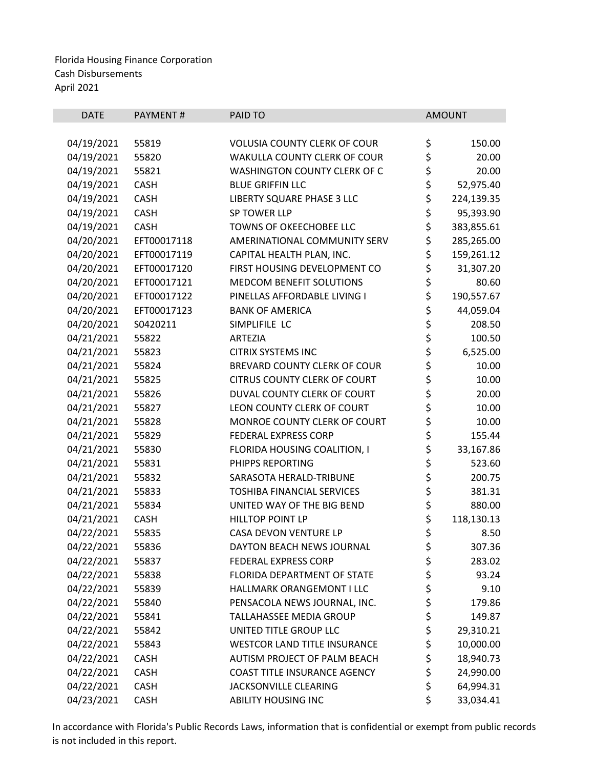Florida Housing Finance Corporation
Cash Disbursements
April 2021

| DATE | PAYMENT # | PAID TO | AMOUNT |
|---|---|---|---|
| 04/19/2021 | 55819 | VOLUSIA COUNTY CLERK OF COUR | $ 150.00 |
| 04/19/2021 | 55820 | WAKULLA COUNTY CLERK OF COUR | $ 20.00 |
| 04/19/2021 | 55821 | WASHINGTON COUNTY CLERK OF C | $ 20.00 |
| 04/19/2021 | CASH | BLUE GRIFFIN LLC | $ 52,975.40 |
| 04/19/2021 | CASH | LIBERTY SQUARE PHASE 3 LLC | $ 224,139.35 |
| 04/19/2021 | CASH | SP TOWER LLP | $ 95,393.90 |
| 04/19/2021 | CASH | TOWNS OF OKEECHOBEE LLC | $ 383,855.61 |
| 04/20/2021 | EFT00017118 | AMERINATIONAL COMMUNITY SERV | $ 285,265.00 |
| 04/20/2021 | EFT00017119 | CAPITAL HEALTH PLAN, INC. | $ 159,261.12 |
| 04/20/2021 | EFT00017120 | FIRST HOUSING DEVELOPMENT CO | $ 31,307.20 |
| 04/20/2021 | EFT00017121 | MEDCOM BENEFIT SOLUTIONS | $ 80.60 |
| 04/20/2021 | EFT00017122 | PINELLAS AFFORDABLE LIVING I | $ 190,557.67 |
| 04/20/2021 | EFT00017123 | BANK OF AMERICA | $ 44,059.04 |
| 04/20/2021 | S0420211 | SIMPLIFILE LC | $ 208.50 |
| 04/21/2021 | 55822 | ARTEZIA | $ 100.50 |
| 04/21/2021 | 55823 | CITRIX SYSTEMS INC | $ 6,525.00 |
| 04/21/2021 | 55824 | BREVARD COUNTY CLERK OF COUR | $ 10.00 |
| 04/21/2021 | 55825 | CITRUS COUNTY CLERK OF COURT | $ 10.00 |
| 04/21/2021 | 55826 | DUVAL COUNTY CLERK OF COURT | $ 20.00 |
| 04/21/2021 | 55827 | LEON COUNTY CLERK OF COURT | $ 10.00 |
| 04/21/2021 | 55828 | MONROE COUNTY CLERK OF COURT | $ 10.00 |
| 04/21/2021 | 55829 | FEDERAL EXPRESS CORP | $ 155.44 |
| 04/21/2021 | 55830 | FLORIDA HOUSING COALITION, I | $ 33,167.86 |
| 04/21/2021 | 55831 | PHIPPS REPORTING | $ 523.60 |
| 04/21/2021 | 55832 | SARASOTA HERALD-TRIBUNE | $ 200.75 |
| 04/21/2021 | 55833 | TOSHIBA FINANCIAL SERVICES | $ 381.31 |
| 04/21/2021 | 55834 | UNITED WAY OF THE BIG BEND | $ 880.00 |
| 04/21/2021 | CASH | HILLTOP POINT LP | $ 118,130.13 |
| 04/22/2021 | 55835 | CASA DEVON VENTURE LP | $ 8.50 |
| 04/22/2021 | 55836 | DAYTON BEACH NEWS JOURNAL | $ 307.36 |
| 04/22/2021 | 55837 | FEDERAL EXPRESS CORP | $ 283.02 |
| 04/22/2021 | 55838 | FLORIDA DEPARTMENT OF STATE | $ 93.24 |
| 04/22/2021 | 55839 | HALLMARK ORANGEMONT I LLC | $ 9.10 |
| 04/22/2021 | 55840 | PENSACOLA NEWS JOURNAL, INC. | $ 179.86 |
| 04/22/2021 | 55841 | TALLAHASSEE MEDIA GROUP | $ 149.87 |
| 04/22/2021 | 55842 | UNITED TITLE GROUP LLC | $ 29,310.21 |
| 04/22/2021 | 55843 | WESTCOR LAND TITLE INSURANCE | $ 10,000.00 |
| 04/22/2021 | CASH | AUTISM PROJECT OF PALM BEACH | $ 18,940.73 |
| 04/22/2021 | CASH | COAST TITLE INSURANCE AGENCY | $ 24,990.00 |
| 04/22/2021 | CASH | JACKSONVILLE CLEARING | $ 64,994.31 |
| 04/23/2021 | CASH | ABILITY HOUSING INC | $ 33,034.41 |

In accordance with Florida's Public Records Laws, information that is confidential or exempt from public records is not included in this report.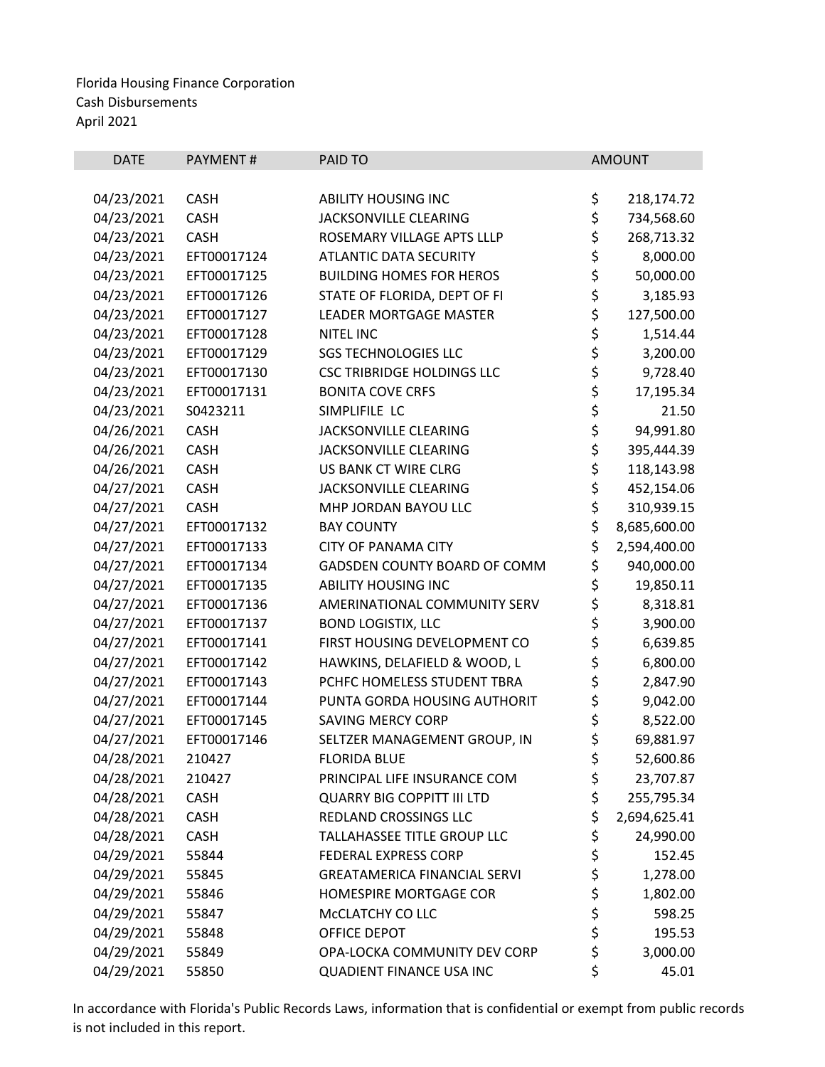Florida Housing Finance Corporation
Cash Disbursements
April 2021

| DATE | PAYMENT # | PAID TO | AMOUNT |
|---|---|---|---|
| 04/23/2021 | CASH | ABILITY HOUSING INC | $ 218,174.72 |
| 04/23/2021 | CASH | JACKSONVILLE CLEARING | $ 734,568.60 |
| 04/23/2021 | CASH | ROSEMARY VILLAGE APTS LLLP | $ 268,713.32 |
| 04/23/2021 | EFT00017124 | ATLANTIC DATA SECURITY | $ 8,000.00 |
| 04/23/2021 | EFT00017125 | BUILDING HOMES FOR HEROS | $ 50,000.00 |
| 04/23/2021 | EFT00017126 | STATE OF FLORIDA, DEPT OF FI | $ 3,185.93 |
| 04/23/2021 | EFT00017127 | LEADER MORTGAGE MASTER | $ 127,500.00 |
| 04/23/2021 | EFT00017128 | NITEL INC | $ 1,514.44 |
| 04/23/2021 | EFT00017129 | SGS TECHNOLOGIES LLC | $ 3,200.00 |
| 04/23/2021 | EFT00017130 | CSC TRIBRIDGE HOLDINGS LLC | $ 9,728.40 |
| 04/23/2021 | EFT00017131 | BONITA COVE CRFS | $ 17,195.34 |
| 04/23/2021 | S0423211 | SIMPLIFILE LC | $ 21.50 |
| 04/26/2021 | CASH | JACKSONVILLE CLEARING | $ 94,991.80 |
| 04/26/2021 | CASH | JACKSONVILLE CLEARING | $ 395,444.39 |
| 04/26/2021 | CASH | US BANK CT WIRE CLRG | $ 118,143.98 |
| 04/27/2021 | CASH | JACKSONVILLE CLEARING | $ 452,154.06 |
| 04/27/2021 | CASH | MHP JORDAN BAYOU LLC | $ 310,939.15 |
| 04/27/2021 | EFT00017132 | BAY COUNTY | $ 8,685,600.00 |
| 04/27/2021 | EFT00017133 | CITY OF PANAMA CITY | $ 2,594,400.00 |
| 04/27/2021 | EFT00017134 | GADSDEN COUNTY BOARD OF COMM | $ 940,000.00 |
| 04/27/2021 | EFT00017135 | ABILITY HOUSING INC | $ 19,850.11 |
| 04/27/2021 | EFT00017136 | AMERINATIONAL COMMUNITY SERV | $ 8,318.81 |
| 04/27/2021 | EFT00017137 | BOND LOGISTIX, LLC | $ 3,900.00 |
| 04/27/2021 | EFT00017141 | FIRST HOUSING DEVELOPMENT CO | $ 6,639.85 |
| 04/27/2021 | EFT00017142 | HAWKINS, DELAFIELD & WOOD, L | $ 6,800.00 |
| 04/27/2021 | EFT00017143 | PCHFC HOMELESS STUDENT TBRA | $ 2,847.90 |
| 04/27/2021 | EFT00017144 | PUNTA GORDA HOUSING AUTHORIT | $ 9,042.00 |
| 04/27/2021 | EFT00017145 | SAVING MERCY CORP | $ 8,522.00 |
| 04/27/2021 | EFT00017146 | SELTZER MANAGEMENT GROUP, IN | $ 69,881.97 |
| 04/28/2021 | 210427 | FLORIDA BLUE | $ 52,600.86 |
| 04/28/2021 | 210427 | PRINCIPAL LIFE INSURANCE COM | $ 23,707.87 |
| 04/28/2021 | CASH | QUARRY BIG COPPITT III LTD | $ 255,795.34 |
| 04/28/2021 | CASH | REDLAND CROSSINGS LLC | $ 2,694,625.41 |
| 04/28/2021 | CASH | TALLAHASSEE TITLE GROUP LLC | $ 24,990.00 |
| 04/29/2021 | 55844 | FEDERAL EXPRESS CORP | $ 152.45 |
| 04/29/2021 | 55845 | GREATAMERICA FINANCIAL SERVI | $ 1,278.00 |
| 04/29/2021 | 55846 | HOMESPIRE MORTGAGE COR | $ 1,802.00 |
| 04/29/2021 | 55847 | McCLATCHY CO LLC | $ 598.25 |
| 04/29/2021 | 55848 | OFFICE DEPOT | $ 195.53 |
| 04/29/2021 | 55849 | OPA-LOCKA COMMUNITY DEV CORP | $ 3,000.00 |
| 04/29/2021 | 55850 | QUADIENT FINANCE USA INC | $ 45.01 |

In accordance with Florida's Public Records Laws, information that is confidential or exempt from public records is not included in this report.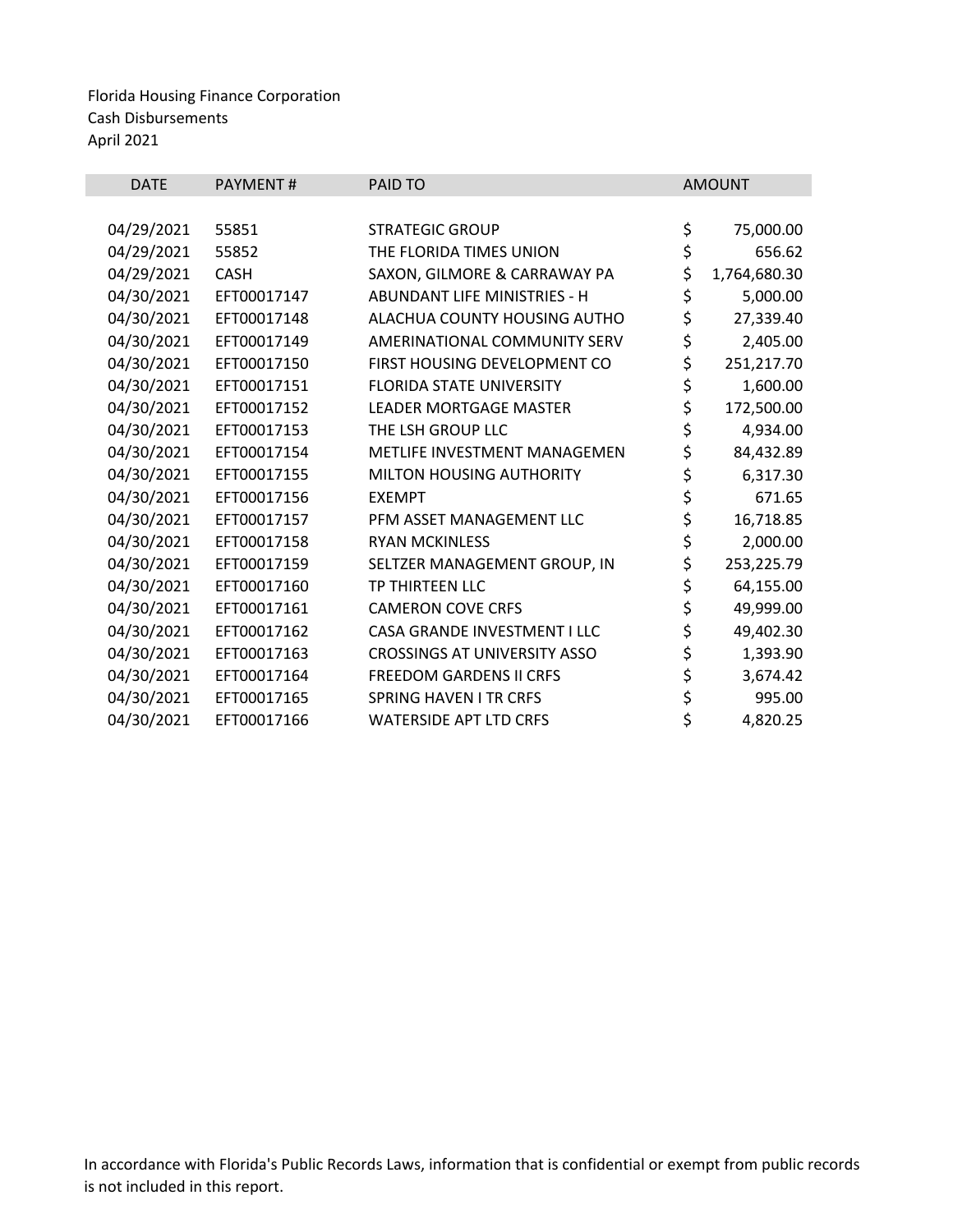Florida Housing Finance Corporation
Cash Disbursements
April 2021

| DATE | PAYMENT # | PAID TO | AMOUNT |
|---|---|---|---|
| 04/29/2021 | 55851 | STRATEGIC GROUP | $ 75,000.00 |
| 04/29/2021 | 55852 | THE FLORIDA TIMES UNION | $ 656.62 |
| 04/29/2021 | CASH | SAXON, GILMORE & CARRAWAY PA | $ 1,764,680.30 |
| 04/30/2021 | EFT00017147 | ABUNDANT LIFE MINISTRIES - H | $ 5,000.00 |
| 04/30/2021 | EFT00017148 | ALACHUA COUNTY HOUSING AUTHO | $ 27,339.40 |
| 04/30/2021 | EFT00017149 | AMERINATIONAL COMMUNITY SERV | $ 2,405.00 |
| 04/30/2021 | EFT00017150 | FIRST HOUSING DEVELOPMENT CO | $ 251,217.70 |
| 04/30/2021 | EFT00017151 | FLORIDA STATE UNIVERSITY | $ 1,600.00 |
| 04/30/2021 | EFT00017152 | LEADER MORTGAGE MASTER | $ 172,500.00 |
| 04/30/2021 | EFT00017153 | THE LSH GROUP LLC | $ 4,934.00 |
| 04/30/2021 | EFT00017154 | METLIFE INVESTMENT MANAGEMEN | $ 84,432.89 |
| 04/30/2021 | EFT00017155 | MILTON HOUSING AUTHORITY | $ 6,317.30 |
| 04/30/2021 | EFT00017156 | EXEMPT | $ 671.65 |
| 04/30/2021 | EFT00017157 | PFM ASSET MANAGEMENT LLC | $ 16,718.85 |
| 04/30/2021 | EFT00017158 | RYAN MCKINLESS | $ 2,000.00 |
| 04/30/2021 | EFT00017159 | SELTZER MANAGEMENT GROUP, IN | $ 253,225.79 |
| 04/30/2021 | EFT00017160 | TP THIRTEEN LLC | $ 64,155.00 |
| 04/30/2021 | EFT00017161 | CAMERON COVE CRFS | $ 49,999.00 |
| 04/30/2021 | EFT00017162 | CASA GRANDE INVESTMENT I LLC | $ 49,402.30 |
| 04/30/2021 | EFT00017163 | CROSSINGS AT UNIVERSITY ASSO | $ 1,393.90 |
| 04/30/2021 | EFT00017164 | FREEDOM GARDENS II CRFS | $ 3,674.42 |
| 04/30/2021 | EFT00017165 | SPRING HAVEN I TR CRFS | $ 995.00 |
| 04/30/2021 | EFT00017166 | WATERSIDE APT LTD CRFS | $ 4,820.25 |

In accordance with Florida's Public Records Laws, information that is confidential or exempt from public records is not included in this report.